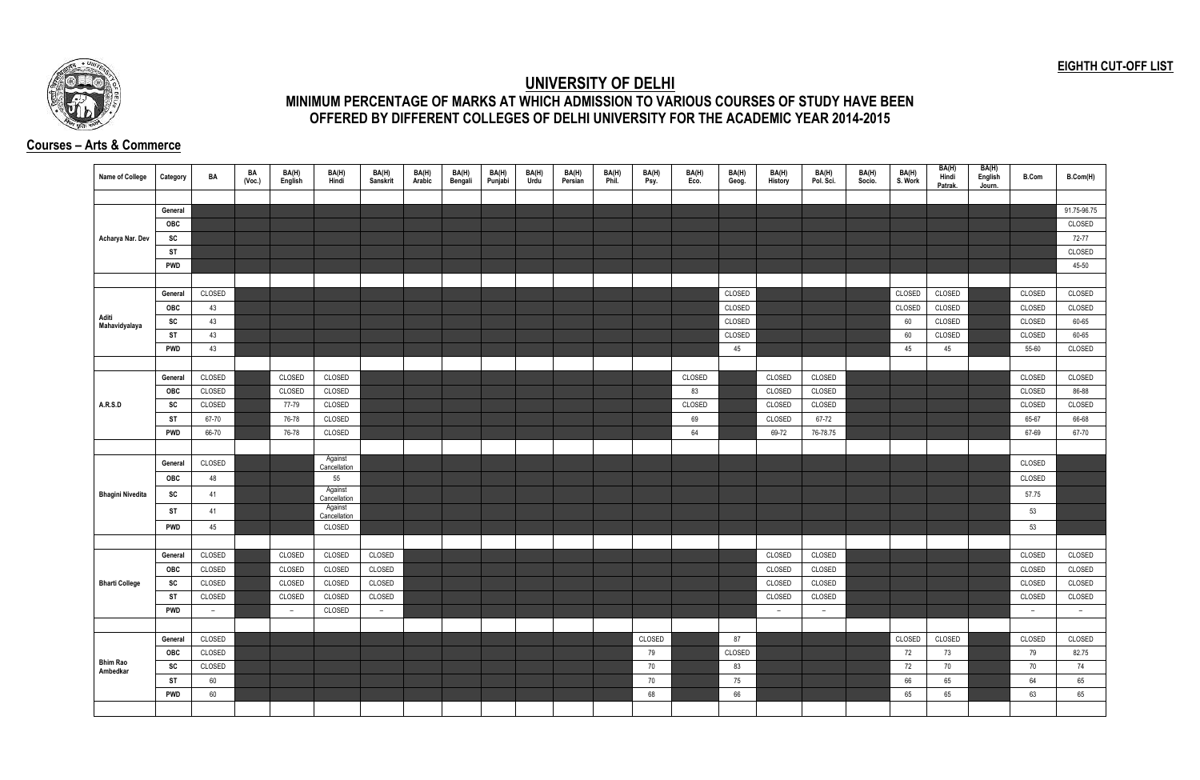**EIGHTH CUT-OFF LIST**

# UNIVERSITY OF DELHI

## MINIMUM PERCENTAGE OF MARKS AT WHICH ADMISSION TO VARIOUS COURSES OF STUDY HAVE BEEN OFFERED BY DIFFERENT COLLEGES OF DELHI UNIVERSITY FOR THE ACADEMIC YEAR 2014-2015

### Courses – Arts & Commerce

| Name of College | Category | BA | BA (Voc.) | BA(H) English | BA(H) Hindi | BA(H) Sanskrit | BA(H) Arabic | BA(H) Bengali | BA(H) Punjabi | BA(H) Urdu | BA(H) Persian | BA(H) Phil. | BA(H) Psy. | BA(H) Eco. | BA(H) Geog. | BA(H) History | BA(H) Pol. Sci. | BA(H) Socio. | BA(H) S. Work | BA(H) Hindi Patrak. | BA(H) English Journ. | B.Com | B.Com(H) |
|---|---|---|---|---|---|---|---|---|---|---|---|---|---|---|---|---|---|---|---|---|---|---|---|
| Acharya Nar. Dev | General | | | | | | | | | | | | | | | | | | | | | | 91.75-96.75 |
| | OBC | | | | | | | | | | | | | | | | | | | | | | CLOSED |
| | SC | | | | | | | | | | | | | | | | | | | | | | 72-77 |
| | ST | | | | | | | | | | | | | | | | | | | | | | CLOSED |
| | PWD | | | | | | | | | | | | | | | | | | | | | | 45-50 |
| Aditi Mahavidyalaya | General | CLOSED | | | | | | | | | | | | | CLOSED | | | | CLOSED | CLOSED | | CLOSED | CLOSED |
| | OBC | 43 | | | | | | | | | | | | | CLOSED | | | | CLOSED | CLOSED | | CLOSED | CLOSED |
| | SC | 43 | | | | | | | | | | | | | CLOSED | | | | 60 | CLOSED | | CLOSED | 60-65 |
| | ST | 43 | | | | | | | | | | | | | CLOSED | | | | 60 | CLOSED | | CLOSED | 60-65 |
| | PWD | 43 | | | | | | | | | | | | | 45 | | | | 45 | 45 | | 55-60 | CLOSED |
| A.R.S.D | General | CLOSED | | CLOSED | CLOSED | | | | | | | | | CLOSED | | CLOSED | CLOSED | | | | | CLOSED | CLOSED |
| | OBC | CLOSED | | CLOSED | CLOSED | | | | | | | | | 83 | | CLOSED | CLOSED | | | | | CLOSED | 86-88 |
| | SC | CLOSED | | 77-79 | CLOSED | | | | | | | | | CLOSED | | CLOSED | CLOSED | | | | | CLOSED | CLOSED |
| | ST | 67-70 | | 76-78 | CLOSED | | | | | | | | | 69 | | CLOSED | 67-72 | | | | | 65-67 | 66-68 |
| | PWD | 66-70 | | 76-78 | CLOSED | | | | | | | | | 64 | | 69-72 | 76-78.75 | | | | | 67-69 | 67-70 |
| Bhagini Nivedita | General | CLOSED | | | Against Cancellation | | | | | | | | | | | | | | | | | CLOSED | |
| | OBC | 48 | | | 55 | | | | | | | | | | | | | | | | | CLOSED | |
| | SC | 41 | | | Against Cancellation | | | | | | | | | | | | | | | | | 57.75 | |
| | ST | 41 | | | Against Cancellation | | | | | | | | | | | | | | | | | 53 | |
| | PWD | 45 | | | CLOSED | | | | | | | | | | | | | | | | | 53 | |
| Bharti College | General | CLOSED | | CLOSED | CLOSED | CLOSED | | | | | | | | | | CLOSED | CLOSED | | | | | CLOSED | CLOSED |
| | OBC | CLOSED | | CLOSED | CLOSED | CLOSED | | | | | | | | | | CLOSED | CLOSED | | | | | CLOSED | CLOSED |
| | SC | CLOSED | | CLOSED | CLOSED | CLOSED | | | | | | | | | | CLOSED | CLOSED | | | | | CLOSED | CLOSED |
| | ST | CLOSED | | CLOSED | CLOSED | CLOSED | | | | | | | | | | CLOSED | CLOSED | | | | | CLOSED | CLOSED |
| | PWD | – | | – | CLOSED | – | | | | | | | | | | – | – | | | | | – | – |
| Bhim Rao Ambedkar | General | CLOSED | | | | | | | | | | | CLOSED | | 87 | | | | CLOSED | CLOSED | | CLOSED | CLOSED |
| | OBC | CLOSED | | | | | | | | | | | 79 | | CLOSED | | | | 72 | 73 | | 79 | 82.75 |
| | SC | CLOSED | | | | | | | | | | | 70 | | 83 | | | | 72 | 70 | | 70 | 74 |
| | ST | 60 | | | | | | | | | | | 70 | | 75 | | | | 66 | 65 | | 64 | 65 |
| | PWD | 60 | | | | | | | | | | | 68 | | 66 | | | | 65 | 65 | | 63 | 65 |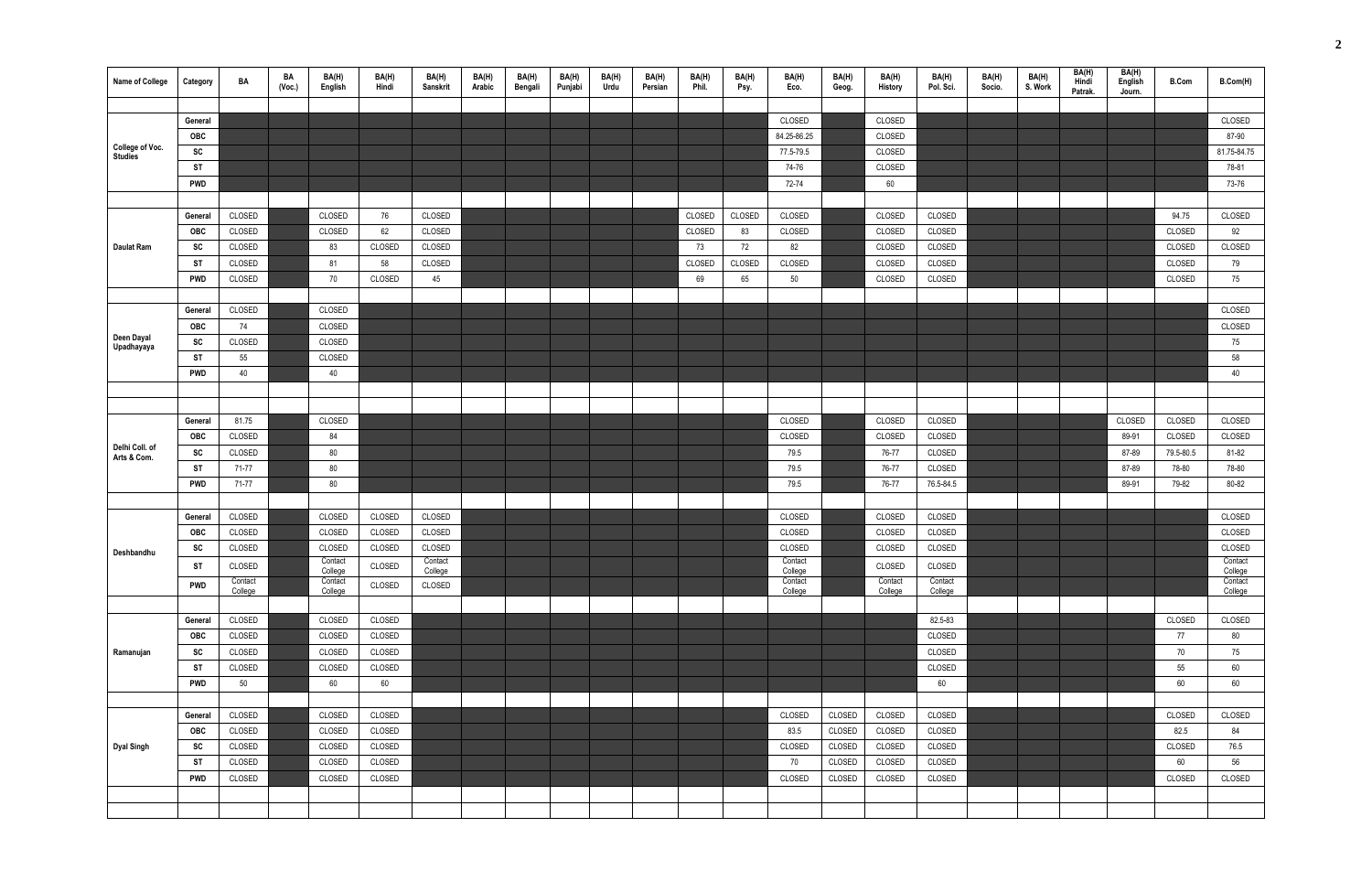| Name of College | Category | BA | BA (Voc.) | BA(H) English | BA(H) Hindi | BA(H) Sanskrit | BA(H) Arabic | BA(H) Bengali | BA(H) Punjabi | BA(H) Urdu | BA(H) Persian | BA(H) Phil. | BA(H) Psy. | BA(H) Eco. | BA(H) Geog. | BA(H) History | BA(H) Pol. Sci. | BA(H) Socio. | BA(H) S. Work | BA(H) Hindi Patrak. | BA(H) English Journ. | B.Com | B.Com(H) |
|---|---|---|---|---|---|---|---|---|---|---|---|---|---|---|---|---|---|---|---|---|---|---|---|
| College of Voc. Studies | General | | | | | | | | | | | | | CLOSED | | CLOSED | | | | | | | CLOSED |
| | OBC | | | | | | | | | | | | | 84.25-86.25 | | CLOSED | | | | | | | 87-90 |
| | SC | | | | | | | | | | | | | 77.5-79.5 | | CLOSED | | | | | | | 81.75-84.75 |
| | ST | | | | | | | | | | | | | 74-76 | | CLOSED | | | | | | | 78-81 |
| | PWD | | | | | | | | | | | | | 72-74 | | 60 | | | | | | | 73-76 |
| Daulat Ram | General | CLOSED | | CLOSED | 76 | CLOSED | | | | | | CLOSED | CLOSED | CLOSED | | CLOSED | CLOSED | | | | | 94.75 | CLOSED |
| | OBC | CLOSED | | CLOSED | 62 | CLOSED | | | | | | CLOSED | 83 | CLOSED | | CLOSED | CLOSED | | | | | CLOSED | 92 |
| | SC | CLOSED | | 83 | CLOSED | CLOSED | | | | | | 73 | 72 | 82 | | CLOSED | CLOSED | | | | | CLOSED | CLOSED |
| | ST | CLOSED | | 81 | 58 | CLOSED | | | | | | CLOSED | CLOSED | CLOSED | | CLOSED | CLOSED | | | | | CLOSED | 79 |
| | PWD | CLOSED | | 70 | CLOSED | 45 | | | | | | 69 | 65 | 50 | | CLOSED | CLOSED | | | | | CLOSED | 75 |
| Deen Dayal Upadhayaya | General | CLOSED | | CLOSED | | | | | | | | | | | | | | | | | | | CLOSED |
| | OBC | 74 | | CLOSED | | | | | | | | | | | | | | | | | | | CLOSED |
| | SC | CLOSED | | CLOSED | | | | | | | | | | | | | | | | | | | 75 |
| | ST | 55 | | CLOSED | | | | | | | | | | | | | | | | | | | 58 |
| | PWD | 40 | | 40 | | | | | | | | | | | | | | | | | | | 40 |
| Delhi Coll. of Arts & Com. | General | 81.75 | | CLOSED | | | | | | | | | | CLOSED | | CLOSED | CLOSED | | | | CLOSED | CLOSED | CLOSED |
| | OBC | CLOSED | | 84 | | | | | | | | | | CLOSED | | CLOSED | CLOSED | | | | 89-91 | CLOSED | CLOSED |
| | SC | CLOSED | | 80 | | | | | | | | | | 79.5 | | 76-77 | CLOSED | | | | 87-89 | 79.5-80.5 | 81-82 |
| | ST | 71-77 | | 80 | | | | | | | | | | 79.5 | | 76-77 | CLOSED | | | | 87-89 | 78-80 | 78-80 |
| | PWD | 71-77 | | 80 | | | | | | | | | | 79.5 | | 76-77 | 76.5-84.5 | | | | 89-91 | 79-82 | 80-82 |
| Deshbandhu | General | CLOSED | | CLOSED | CLOSED | CLOSED | | | | | | | | CLOSED | | CLOSED | CLOSED | | | | | | CLOSED |
| | OBC | CLOSED | | CLOSED | CLOSED | CLOSED | | | | | | | | CLOSED | | CLOSED | CLOSED | | | | | | CLOSED |
| | SC | CLOSED | | CLOSED | CLOSED | CLOSED | | | | | | | | CLOSED | | CLOSED | CLOSED | | | | | | CLOSED |
| | ST | CLOSED | | Contact College | CLOSED | Contact College | | | | | | | | Contact College | | CLOSED | CLOSED | | | | | | Contact College |
| | PWD | Contact College | | Contact College | CLOSED | CLOSED | | | | | | | | Contact College | | Contact College | Contact College | | | | | | Contact College |
| Ramanujan | General | CLOSED | | CLOSED | CLOSED | | | | | | | | | | | | 82.5-83 | | | | | CLOSED | CLOSED |
| | OBC | CLOSED | | CLOSED | CLOSED | | | | | | | | | | | | CLOSED | | | | | 77 | 80 |
| | SC | CLOSED | | CLOSED | CLOSED | | | | | | | | | | | | CLOSED | | | | | 70 | 75 |
| | ST | CLOSED | | CLOSED | CLOSED | | | | | | | | | | | | CLOSED | | | | | 55 | 60 |
| | PWD | 50 | | 60 | 60 | | | | | | | | | | | | 60 | | | | | 60 | 60 |
| Dyal Singh | General | CLOSED | | CLOSED | CLOSED | | | | | | | | | CLOSED | CLOSED | CLOSED | CLOSED | | | | | CLOSED | CLOSED |
| | OBC | CLOSED | | CLOSED | CLOSED | | | | | | | | | 83.5 | CLOSED | CLOSED | CLOSED | | | | | 82.5 | 84 |
| | SC | CLOSED | | CLOSED | CLOSED | | | | | | | | | CLOSED | CLOSED | CLOSED | CLOSED | | | | | CLOSED | 76.5 |
| | ST | CLOSED | | CLOSED | CLOSED | | | | | | | | | 70 | CLOSED | CLOSED | CLOSED | | | | | 60 | 56 |
| | PWD | CLOSED | | CLOSED | CLOSED | | | | | | | | | CLOSED | CLOSED | CLOSED | CLOSED | | | | | CLOSED | CLOSED |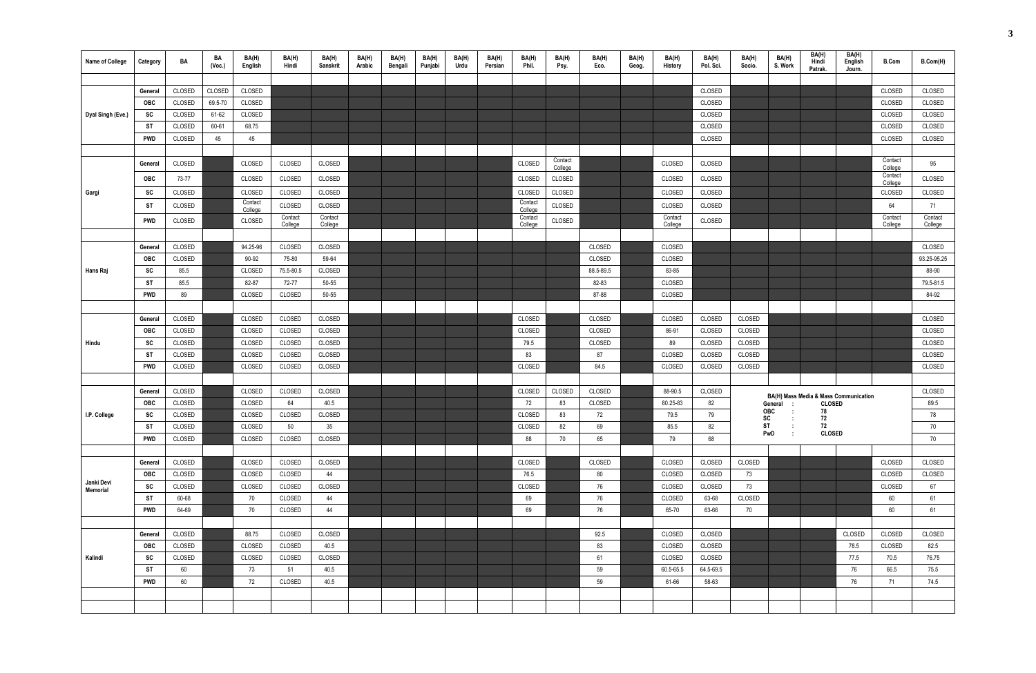| Name of College | Category | BA | BA (Voc.) | BA(H) English | BA(H) Hindi | BA(H) Sanskrit | BA(H) Arabic | BA(H) Bengali | BA(H) Punjabi | BA(H) Urdu | BA(H) Persian | BA(H) Phil. | BA(H) Psy. | BA(H) Eco. | BA(H) Geog. | BA(H) History | BA(H) Pol. Sci. | BA(H) Socio. | BA(H) S. Work | BA(H) Hindi Patrak. | BA(H) English Journ. | B.Com | B.Com(H) |
|---|---|---|---|---|---|---|---|---|---|---|---|---|---|---|---|---|---|---|---|---|---|---|---|
| Dyal Singh (Eve.) | General | CLOSED | CLOSED | CLOSED | | | | | | | | | | | | | CLOSED | | | | | CLOSED | CLOSED |
| | OBC | CLOSED | 69.5-70 | CLOSED | | | | | | | | | | | | | CLOSED | | | | | CLOSED | CLOSED |
| | SC | CLOSED | 61-62 | CLOSED | | | | | | | | | | | | | CLOSED | | | | | CLOSED | CLOSED |
| | ST | CLOSED | 60-61 | 68.75 | | | | | | | | | | | | | CLOSED | | | | | CLOSED | CLOSED |
| | PWD | CLOSED | 45 | 45 | | | | | | | | | | | | | CLOSED | | | | | CLOSED | CLOSED |
| Gargi | General | CLOSED | | CLOSED | CLOSED | CLOSED | | | | | | CLOSED | Contact College | | | CLOSED | CLOSED | | | | | Contact College | 95 |
| | OBC | 73-77 | | CLOSED | CLOSED | CLOSED | | | | | | CLOSED | CLOSED | | | CLOSED | CLOSED | | | | | Contact College | CLOSED |
| | SC | CLOSED | | CLOSED | CLOSED | CLOSED | | | | | | CLOSED | CLOSED | | | CLOSED | CLOSED | | | | | CLOSED | CLOSED |
| | ST | CLOSED | | Contact College | CLOSED | CLOSED | | | | | | Contact College | CLOSED | | | CLOSED | CLOSED | | | | | 64 | 71 |
| | PWD | CLOSED | | CLOSED | Contact College | Contact College | | | | | | Contact College | CLOSED | | | Contact College | CLOSED | | | | | Contact College | Contact College |
| Hans Raj | General | CLOSED | | 94.25-96 | CLOSED | CLOSED | | | | | | | | CLOSED | | CLOSED | | | | | | | CLOSED |
| | OBC | CLOSED | | 90-92 | 75-80 | 59-64 | | | | | | | | CLOSED | | CLOSED | | | | | | | 93.25-95.25 |
| | SC | 85.5 | | CLOSED | 75.5-80.5 | CLOSED | | | | | | | | 88.5-89.5 | | 83-85 | | | | | | | 88-90 |
| | ST | 85.5 | | 82-87 | 72-77 | 50-55 | | | | | | | | 82-83 | | CLOSED | | | | | | | 79.5-81.5 |
| | PWD | 89 | | CLOSED | CLOSED | 50-55 | | | | | | | | 87-88 | | CLOSED | | | | | | | 84-92 |
| Hindu | General | CLOSED | | CLOSED | CLOSED | CLOSED | | | | | | CLOSED | | CLOSED | | CLOSED | CLOSED | CLOSED | | | | | CLOSED |
| | OBC | CLOSED | | CLOSED | CLOSED | CLOSED | | | | | | CLOSED | | CLOSED | | 86-91 | CLOSED | CLOSED | | | | | CLOSED |
| | SC | CLOSED | | CLOSED | CLOSED | CLOSED | | | | | | 79.5 | | CLOSED | | 89 | CLOSED | CLOSED | | | | | CLOSED |
| | ST | CLOSED | | CLOSED | CLOSED | CLOSED | | | | | | 83 | | 87 | | CLOSED | CLOSED | CLOSED | | | | | CLOSED |
| | PWD | CLOSED | | CLOSED | CLOSED | CLOSED | | | | | | CLOSED | | 84.5 | | CLOSED | CLOSED | CLOSED | | | | | CLOSED |
| I.P. College | General | CLOSED | | CLOSED | CLOSED | CLOSED | | | | | | CLOSED | CLOSED | CLOSED | | 88-90.5 | CLOSED | BA(H) Mass Media & Mass Communication General : CLOSED | | | | | CLOSED |
| | OBC | CLOSED | | CLOSED | 64 | 40.5 | | | | | | 72 | 83 | CLOSED | | 80.25-83 | 82 | OBC : 78 | | | | | 89.5 |
| | SC | CLOSED | | CLOSED | CLOSED | CLOSED | | | | | | CLOSED | 83 | 72 | | 79.5 | 79 | SC : 72 | | | | | 78 |
| | ST | CLOSED | | CLOSED | 50 | 35 | | | | | | CLOSED | 82 | 69 | | 85.5 | 82 | ST : 72 | | | | | 70 |
| | PWD | CLOSED | | CLOSED | CLOSED | CLOSED | | | | | | 88 | 70 | 65 | | 79 | 68 | PwD : CLOSED | | | | | 70 |
| Janki Devi Memorial | General | CLOSED | | CLOSED | CLOSED | CLOSED | | | | | | CLOSED | | CLOSED | | CLOSED | CLOSED | CLOSED | | | | CLOSED | CLOSED |
| | OBC | CLOSED | | CLOSED | CLOSED | 44 | | | | | | 76.5 | | 80 | | CLOSED | CLOSED | 73 | | | | CLOSED | CLOSED |
| | SC | CLOSED | | CLOSED | CLOSED | CLOSED | | | | | | CLOSED | | 76 | | CLOSED | CLOSED | 73 | | | | CLOSED | 67 |
| | ST | 60-68 | | 70 | CLOSED | 44 | | | | | | 69 | | 76 | | CLOSED | 63-68 | CLOSED | | | | 60 | 61 |
| | PWD | 64-69 | | 70 | CLOSED | 44 | | | | | | 69 | | 76 | | 65-70 | 63-66 | 70 | | | | 60 | 61 |
| Kalindi | General | CLOSED | | 88.75 | CLOSED | CLOSED | | | | | | | | 92.5 | | CLOSED | CLOSED | | | | CLOSED | CLOSED | CLOSED |
| | OBC | CLOSED | | CLOSED | CLOSED | 40.5 | | | | | | | | 83 | | CLOSED | CLOSED | | | | 78.5 | CLOSED | 82.5 |
| | SC | CLOSED | | CLOSED | CLOSED | CLOSED | | | | | | | | 61 | | CLOSED | CLOSED | | | | 77.5 | 70.5 | 76.75 |
| | ST | 60 | | 73 | 51 | 40.5 | | | | | | | | 59 | | 60.5-65.5 | 64.5-69.5 | | | | 76 | 66.5 | 75.5 |
| | PWD | 60 | | 72 | CLOSED | 40.5 | | | | | | | | 59 | | 61-66 | 58-63 | | | | 76 | 71 | 74.5 |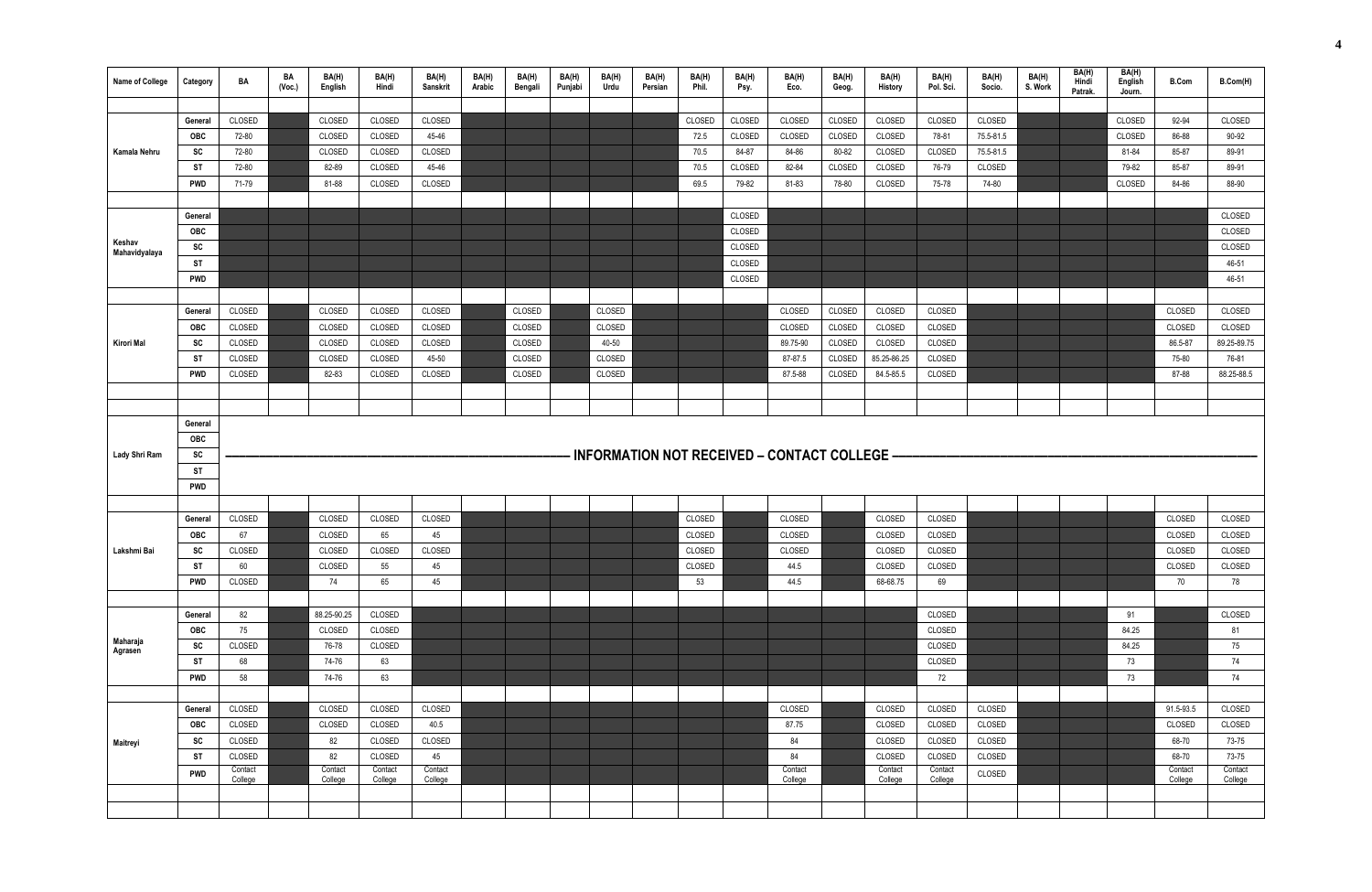| Name of College | Category | BA | BA (Voc.) | BA(H) English | BA(H) Hindi | BA(H) Sanskrit | BA(H) Arabic | BA(H) Bengali | BA(H) Punjabi | BA(H) Urdu | BA(H) Persian | BA(H) Phil. | BA(H) Psy. | BA(H) Eco. | BA(H) Geog. | BA(H) History | BA(H) Pol. Sci. | BA(H) Socio. | BA(H) S. Work | BA(H) Hindi Patrak. | BA(H) English Journ. | B.Com | B.Com(H) |
|---|---|---|---|---|---|---|---|---|---|---|---|---|---|---|---|---|---|---|---|---|---|---|---|
| Kamala Nehru | General | CLOSED | | CLOSED | CLOSED | CLOSED | | | | | | CLOSED | CLOSED | CLOSED | CLOSED | CLOSED | CLOSED | CLOSED | | | CLOSED | 92-94 | CLOSED |
| | OBC | 72-80 | | CLOSED | CLOSED | 45-46 | | | | | | 72.5 | CLOSED | CLOSED | CLOSED | CLOSED | 78-81 | 75.5-81.5 | | | CLOSED | 86-88 | 90-92 |
| | SC | 72-80 | | CLOSED | CLOSED | CLOSED | | | | | | 70.5 | 84-87 | 84-86 | 80-82 | CLOSED | CLOSED | 75.5-81.5 | | | 81-84 | 85-87 | 89-91 |
| | ST | 72-80 | | 82-89 | CLOSED | 45-46 | | | | | | 70.5 | CLOSED | 82-84 | CLOSED | CLOSED | 76-79 | CLOSED | | | 79-82 | 85-87 | 89-91 |
| | PWD | 71-79 | | 81-88 | CLOSED | CLOSED | | | | | | 69.5 | 79-82 | 81-83 | 78-80 | CLOSED | 75-78 | 74-80 | | | CLOSED | 84-86 | 88-90 |
| Keshav Mahavidyalaya | General | | | | | | | | | | | | CLOSED | | | | | | | | | | CLOSED |
| | OBC | | | | | | | | | | | | CLOSED | | | | | | | | | | CLOSED |
| | SC | | | | | | | | | | | | CLOSED | | | | | | | | | | CLOSED |
| | ST | | | | | | | | | | | | CLOSED | | | | | | | | | | 46-51 |
| | PWD | | | | | | | | | | | | CLOSED | | | | | | | | | | 46-51 |
| Kirori Mal | General | CLOSED | | CLOSED | CLOSED | CLOSED | | CLOSED | | CLOSED | | | | CLOSED | CLOSED | CLOSED | CLOSED | | | | | CLOSED | CLOSED |
| | OBC | CLOSED | | CLOSED | CLOSED | CLOSED | | CLOSED | | CLOSED | | | | CLOSED | CLOSED | CLOSED | CLOSED | | | | | CLOSED | CLOSED |
| | SC | CLOSED | | CLOSED | CLOSED | CLOSED | | CLOSED | | 40-50 | | | | 89.75-90 | CLOSED | CLOSED | CLOSED | | | | | 86.5-87 | 89.25-89.75 |
| | ST | CLOSED | | CLOSED | CLOSED | 45-50 | | CLOSED | | CLOSED | | | | 87-87.5 | CLOSED | 85.25-86.25 | CLOSED | | | | | 75-80 | 76-81 |
| | PWD | CLOSED | | 82-83 | CLOSED | CLOSED | | CLOSED | | CLOSED | | | | 87.5-88 | CLOSED | 84.5-85.5 | CLOSED | | | | | 87-88 | 88.25-88.5 |
| Lady Shri Ram | General | INFORMATION NOT RECEIVED – CONTACT COLLEGE | | | | | | | | | | | | | | | | | | | | | |
| | OBC | | | | | | | | | | | | | | | | | | | | | | |
| | SC | | | | | | | | | | | | | | | | | | | | | | |
| | ST | | | | | | | | | | | | | | | | | | | | | | |
| | PWD | | | | | | | | | | | | | | | | | | | | | | |
| Lakshmi Bai | General | CLOSED | | CLOSED | CLOSED | CLOSED | | | | | | CLOSED | | CLOSED | | CLOSED | CLOSED | | | | | CLOSED | CLOSED |
| | OBC | 67 | | CLOSED | 65 | 45 | | | | | | CLOSED | | CLOSED | | CLOSED | CLOSED | | | | | CLOSED | CLOSED |
| | SC | CLOSED | | CLOSED | CLOSED | CLOSED | | | | | | CLOSED | | CLOSED | | CLOSED | CLOSED | | | | | CLOSED | CLOSED |
| | ST | 60 | | CLOSED | 55 | 45 | | | | | | CLOSED | | 44.5 | | CLOSED | CLOSED | | | | | CLOSED | CLOSED |
| | PWD | CLOSED | | 74 | 65 | 45 | | | | | | 53 | | 44.5 | | 68-68.75 | 69 | | | | | 70 | 78 |
| Maharaja Agrasen | General | 82 | | 88.25-90.25 | CLOSED | | | | | | | | | | | | CLOSED | | | | 91 | | CLOSED |
| | OBC | 75 | | CLOSED | CLOSED | | | | | | | | | | | | CLOSED | | | | 84.25 | | 81 |
| | SC | CLOSED | | 76-78 | CLOSED | | | | | | | | | | | | CLOSED | | | | 84.25 | | 75 |
| | ST | 68 | | 74-76 | 63 | | | | | | | | | | | | CLOSED | | | | 73 | | 74 |
| | PWD | 58 | | 74-76 | 63 | | | | | | | | | | | | 72 | | | | 73 | | 74 |
| Maitreyi | General | CLOSED | | CLOSED | CLOSED | CLOSED | | | | | | | | CLOSED | | CLOSED | CLOSED | CLOSED | | | | 91.5-93.5 | CLOSED |
| | OBC | CLOSED | | CLOSED | CLOSED | 40.5 | | | | | | | | 87.75 | | CLOSED | CLOSED | CLOSED | | | | CLOSED | CLOSED |
| | SC | CLOSED | | 82 | CLOSED | CLOSED | | | | | | | | 84 | | CLOSED | CLOSED | CLOSED | | | | 68-70 | 73-75 |
| | ST | CLOSED | | 82 | CLOSED | 45 | | | | | | | | 84 | | CLOSED | CLOSED | CLOSED | | | | 68-70 | 73-75 |
| | PWD | Contact College | | Contact College | Contact College | Contact College | | | | | | | | Contact College | | Contact College | Contact College | CLOSED | | | | Contact College | Contact College |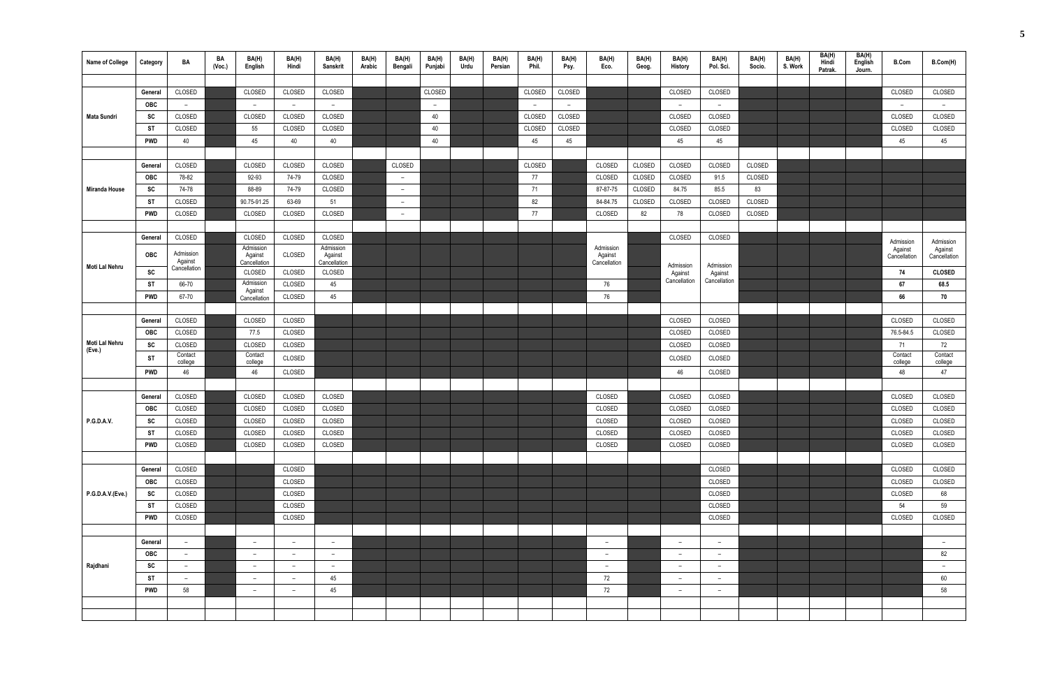| Name of College | Category | BA | BA (Voc.) | BA(H) English | BA(H) Hindi | BA(H) Sanskrit | BA(H) Arabic | BA(H) Bengali | BA(H) Punjabi | BA(H) Urdu | BA(H) Persian | BA(H) Phil. | BA(H) Psy. | BA(H) Eco. | BA(H) Geog. | BA(H) History | BA(H) Pol. Sci. | BA(H) Socio. | BA(H) S. Work | BA(H) Hindi Patrak. | BA(H) English Journ. | B.Com | B.Com(H) |
|---|---|---|---|---|---|---|---|---|---|---|---|---|---|---|---|---|---|---|---|---|---|---|---|
| Mata Sundri | General | CLOSED | | CLOSED | CLOSED | CLOSED | | | CLOSED | | | CLOSED | CLOSED | | | CLOSED | CLOSED | | | | | CLOSED | CLOSED |
| | OBC | – | | – | – | – | | | – | | | – | – | | | – | – | | | | | – | – |
| | SC | CLOSED | | CLOSED | CLOSED | CLOSED | | | 40 | | | CLOSED | CLOSED | | | CLOSED | CLOSED | | | | | CLOSED | CLOSED |
| | ST | CLOSED | | 55 | CLOSED | CLOSED | | | 40 | | | CLOSED | CLOSED | | | CLOSED | CLOSED | | | | | CLOSED | CLOSED |
| | PWD | 40 | | 45 | 40 | 40 | | | 40 | | | 45 | 45 | | | 45 | 45 | | | | | 45 | 45 |
| Miranda House | General | CLOSED | | CLOSED | CLOSED | CLOSED | | CLOSED | | | | CLOSED | | CLOSED | CLOSED | CLOSED | CLOSED | CLOSED | | | | | |
| | OBC | 78-82 | | 92-93 | 74-79 | CLOSED | | – | | | | 77 | | CLOSED | CLOSED | CLOSED | 91.5 | CLOSED | | | | | |
| | SC | 74-78 | | 88-89 | 74-79 | CLOSED | | – | | | | 71 | | 87-87-75 | CLOSED | 84.75 | 85.5 | 83 | | | | | |
| | ST | CLOSED | | 90.75-91.25 | 63-69 | 51 | | – | | | | 82 | | 84-84.75 | CLOSED | CLOSED | CLOSED | CLOSED | | | | | |
| | PWD | CLOSED | | CLOSED | CLOSED | CLOSED | | – | | | | 77 | | CLOSED | 82 | 78 | CLOSED | CLOSED | | | | | |
| Moti Lal Nehru | General | CLOSED | | CLOSED | CLOSED | CLOSED | | | | | | | | | | CLOSED | CLOSED | | | | | Admission Against Cancellation | Admission Against Cancellation |
| | OBC | Admission Against Cancellation | | Admission Against Cancellation | CLOSED | Admission Against Cancellation | | | | | | | | Admission Against Cancellation | | Admission Against Cancellation | Admission Against Cancellation | | | | | | |
| | SC | | | CLOSED | CLOSED | CLOSED | | | | | | | | | | | | | | | | **74** | **CLOSED** |
| | ST | 66-70 | | Admission Against Cancellation | CLOSED | 45 | | | | | | | | 76 | | | | | | | | **67** | **68.5** |
| | PWD | 67-70 | | | CLOSED | 45 | | | | | | | | 76 | | | | | | | | **66** | **70** |
| Moti Lal Nehru (Eve.) | General | CLOSED | | CLOSED | CLOSED | | | | | | | | | | | CLOSED | CLOSED | | | | | CLOSED | CLOSED |
| | OBC | CLOSED | | 77.5 | CLOSED | | | | | | | | | | | CLOSED | CLOSED | | | | | 76.5-84.5 | CLOSED |
| | SC | CLOSED | | CLOSED | CLOSED | | | | | | | | | | | CLOSED | CLOSED | | | | | 71 | 72 |
| | ST | Contact college | | Contact college | CLOSED | | | | | | | | | | | CLOSED | CLOSED | | | | | Contact college | Contact college |
| | PWD | 46 | | 46 | CLOSED | | | | | | | | | | | 46 | CLOSED | | | | | 48 | 47 |
| P.G.D.A.V. | General | CLOSED | | CLOSED | CLOSED | CLOSED | | | | | | | | CLOSED | | CLOSED | CLOSED | | | | | CLOSED | CLOSED |
| | OBC | CLOSED | | CLOSED | CLOSED | CLOSED | | | | | | | | CLOSED | | CLOSED | CLOSED | | | | | CLOSED | CLOSED |
| | SC | CLOSED | | CLOSED | CLOSED | CLOSED | | | | | | | | CLOSED | | CLOSED | CLOSED | | | | | CLOSED | CLOSED |
| | ST | CLOSED | | CLOSED | CLOSED | CLOSED | | | | | | | | CLOSED | | CLOSED | CLOSED | | | | | CLOSED | CLOSED |
| | PWD | CLOSED | | CLOSED | CLOSED | CLOSED | | | | | | | | CLOSED | | CLOSED | CLOSED | | | | | CLOSED | CLOSED |
| P.G.D.A.V.(Eve.) | General | CLOSED | | | CLOSED | | | | | | | | | | | | CLOSED | | | | | CLOSED | CLOSED |
| | OBC | CLOSED | | | CLOSED | | | | | | | | | | | | CLOSED | | | | | CLOSED | CLOSED |
| | SC | CLOSED | | | CLOSED | | | | | | | | | | | | CLOSED | | | | | CLOSED | 68 |
| | ST | CLOSED | | | CLOSED | | | | | | | | | | | | CLOSED | | | | | 54 | 59 |
| | PWD | CLOSED | | | CLOSED | | | | | | | | | | | | CLOSED | | | | | CLOSED | CLOSED |
| Rajdhani | General | – | | – | – | – | | | | | | | | – | | – | – | | | | | | – |
| | OBC | – | | – | – | – | | | | | | | | – | | – | – | | | | | | 82 |
| | SC | – | | – | – | – | | | | | | | | – | | – | – | | | | | | – |
| | ST | – | | – | – | 45 | | | | | | | | 72 | | – | – | | | | | | 60 |
| | PWD | 58 | | – | – | 45 | | | | | | | | 72 | | – | – | | | | | | 58 |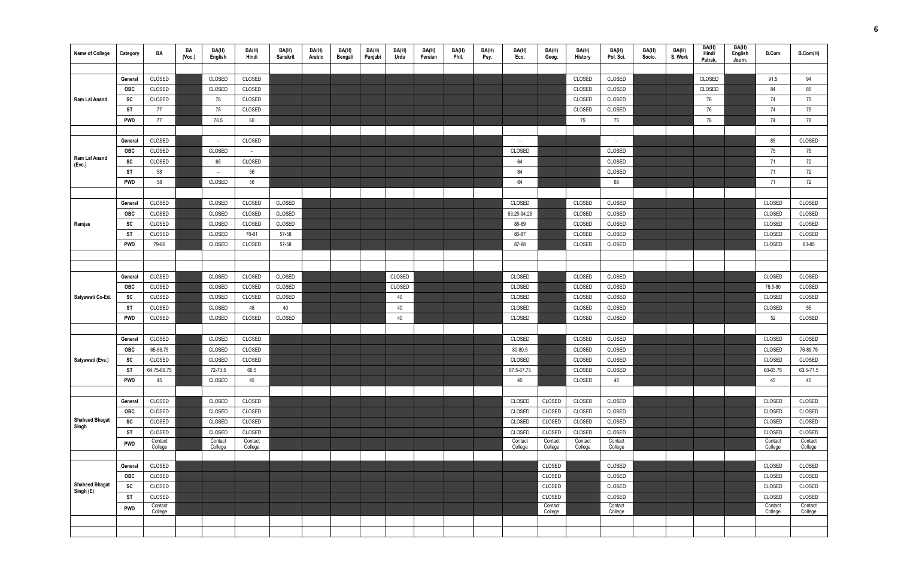| Name of College | Category | BA | BA (Voc.) | BA(H) English | BA(H) Hindi | BA(H) Sanskrit | BA(H) Arabic | BA(H) Bengali | BA(H) Punjabi | BA(H) Urdu | BA(H) Persian | BA(H) Phil. | BA(H) Psy. | BA(H) Eco. | BA(H) Geog. | BA(H) History | BA(H) Pol. Sci. | BA(H) Socio. | BA(H) S. Work | BA(H) Hindi Patrak. | BA(H) English Journ. | B.Com | B.Com(H) |
|---|---|---|---|---|---|---|---|---|---|---|---|---|---|---|---|---|---|---|---|---|---|---|---|
| | | | | | | | | | | | | | | | | | | | | | | | |
| Ram Lal Anand | General | CLOSED | | CLOSED | CLOSED | | | | | | | | | | | CLOSED | CLOSED | | | CLOSED | | 91.5 | 94 |
| | OBC | CLOSED | | CLOSED | CLOSED | | | | | | | | | | | CLOSED | CLOSED | | | CLOSED | | 84 | 85 |
| | SC | CLOSED | | 78 | CLOSED | | | | | | | | | | | CLOSED | CLOSED | | | 76 | | 74 | 75 |
| | ST | 77 | | 78 | CLOSED | | | | | | | | | | | CLOSED | CLOSED | | | 76 | | 74 | 75 |
| | PWD | 77 | | 78.5 | 60 | | | | | | | | | | | 75 | 75 | | | 76 | | 74 | 78 |
| | | | | | | | | | | | | | | | | | | | | | | | |
| Ram Lal Anand (Eve.) | General | CLOSED | | – | CLOSED | | | | | | | | | – | | | – | | | | | 85 | CLOSED |
| | OBC | CLOSED | | CLOSED | – | | | | | | | | | CLOSED | | | CLOSED | | | | | 75 | 75 |
| | SC | CLOSED | | 65 | CLOSED | | | | | | | | | 64 | | | CLOSED | | | | | 71 | 72 |
| | ST | 58 | | – | 56 | | | | | | | | | 64 | | | CLOSED | | | | | 71 | 72 |
| | PWD | 58 | | CLOSED | 56 | | | | | | | | | 64 | | | 68 | | | | | 71 | 72 |
| | | | | | | | | | | | | | | | | | | | | | | | |
| Ramjas | General | CLOSED | | CLOSED | CLOSED | CLOSED | | | | | | | | CLOSED | | CLOSED | CLOSED | | | | | CLOSED | CLOSED |
| | OBC | CLOSED | | CLOSED | CLOSED | CLOSED | | | | | | | | 93.25-94.25 | | CLOSED | CLOSED | | | | | CLOSED | CLOSED |
| | SC | CLOSED | | CLOSED | CLOSED | CLOSED | | | | | | | | 88-89 | | CLOSED | CLOSED | | | | | CLOSED | CLOSED |
| | ST | CLOSED | | CLOSED | 70-81 | 57-58 | | | | | | | | 86-87 | | CLOSED | CLOSED | | | | | CLOSED | CLOSED |
| | PWD | 79-86 | | CLOSED | CLOSED | 57-58 | | | | | | | | 87-88 | | CLOSED | CLOSED | | | | | CLOSED | 83-85 |
| | | | | | | | | | | | | | | | | | | | | | | | |
| | | | | | | | | | | | | | | | | | | | | | | | |
| Satyawati Co-Ed. | General | CLOSED | | CLOSED | CLOSED | CLOSED | | | | CLOSED | | | | CLOSED | | CLOSED | CLOSED | | | | | CLOSED | CLOSED |
| | OBC | CLOSED | | CLOSED | CLOSED | CLOSED | | | | CLOSED | | | | CLOSED | | CLOSED | CLOSED | | | | | 78.5-80 | CLOSED |
| | SC | CLOSED | | CLOSED | CLOSED | CLOSED | | | | 40 | | | | CLOSED | | CLOSED | CLOSED | | | | | CLOSED | CLOSED |
| | ST | CLOSED | | CLOSED | 48 | 40 | | | | 40 | | | | CLOSED | | CLOSED | CLOSED | | | | | CLOSED | 55 |
| | PWD | CLOSED | | CLOSED | CLOSED | CLOSED | | | | 40 | | | | CLOSED | | CLOSED | CLOSED | | | | | 52 | CLOSED |
| | | | | | | | | | | | | | | | | | | | | | | | |
| Satyawati (Eve.) | General | CLOSED | | CLOSED | CLOSED | | | | | | | | | CLOSED | | CLOSED | CLOSED | | | | | CLOSED | CLOSED |
| | OBC | 65-66.75 | | CLOSED | CLOSED | | | | | | | | | 80-80.5 | | CLOSED | CLOSED | | | | | CLOSED | 76-89.75 |
| | SC | CLOSED | | CLOSED | CLOSED | | | | | | | | | CLOSED | | CLOSED | CLOSED | | | | | CLOSED | CLOSED |
| | ST | 64.75-66.75 | | 72-73.5 | 60.5 | | | | | | | | | 67.5-67.75 | | CLOSED | CLOSED | | | | | 60-65.75 | 63.5-71.5 |
| | PWD | 45 | | CLOSED | 45 | | | | | | | | | 45 | | CLOSED | 45 | | | | | 45 | 45 |
| | | | | | | | | | | | | | | | | | | | | | | | |
| Shaheed Bhagat Singh | General | CLOSED | | CLOSED | CLOSED | | | | | | | | | CLOSED | CLOSED | CLOSED | CLOSED | | | | | CLOSED | CLOSED |
| | OBC | CLOSED | | CLOSED | CLOSED | | | | | | | | | CLOSED | CLOSED | CLOSED | CLOSED | | | | | CLOSED | CLOSED |
| | SC | CLOSED | | CLOSED | CLOSED | | | | | | | | | CLOSED | CLOSED | CLOSED | CLOSED | | | | | CLOSED | CLOSED |
| | ST | CLOSED | | CLOSED | CLOSED | | | | | | | | | CLOSED | CLOSED | CLOSED | CLOSED | | | | | CLOSED | CLOSED |
| | PWD | Contact College | | Contact College | Contact College | | | | | | | | | Contact College | Contact College | Contact College | Contact College | | | | | Contact College | Contact College |
| | | | | | | | | | | | | | | | | | | | | | | | |
| Shaheed Bhagat Singh (E) | General | CLOSED | | | | | | | | | | | | | CLOSED | | CLOSED | | | | | CLOSED | CLOSED |
| | OBC | CLOSED | | | | | | | | | | | | | CLOSED | | CLOSED | | | | | CLOSED | CLOSED |
| | SC | CLOSED | | | | | | | | | | | | | CLOSED | | CLOSED | | | | | CLOSED | CLOSED |
| | ST | CLOSED | | | | | | | | | | | | | CLOSED | | CLOSED | | | | | CLOSED | CLOSED |
| | PWD | Contact College | | | | | | | | | | | | | Contact College | | Contact College | | | | | Contact College | Contact College |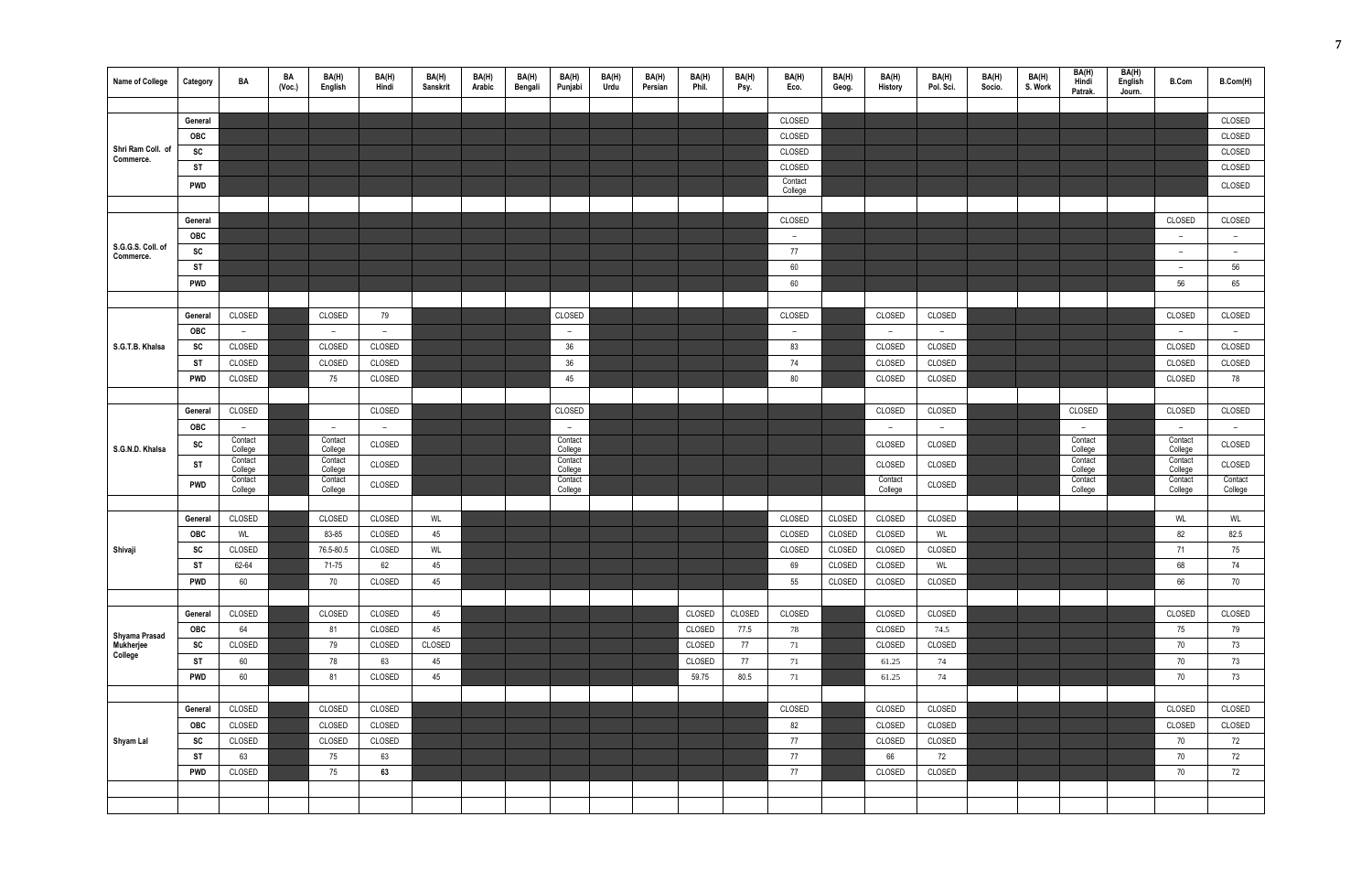| Name of College | Category | BA | BA (Voc.) | BA(H) English | BA(H) Hindi | BA(H) Sanskrit | BA(H) Arabic | BA(H) Bengali | BA(H) Punjabi | BA(H) Urdu | BA(H) Persian | BA(H) Phil. | BA(H) Psy. | BA(H) Eco. | BA(H) Geog. | BA(H) History | BA(H) Pol. Sci. | BA(H) Socio. | BA(H) S. Work | BA(H) Hindi Patrak. | BA(H) English Journ. | B.Com | B.Com(H) |
|---|---|---|---|---|---|---|---|---|---|---|---|---|---|---|---|---|---|---|---|---|---|---|---|
| Shri Ram Coll. of Commerce. | General | | | | | | | | | | | | | CLOSED | | | | | | | | | CLOSED |
| | OBC | | | | | | | | | | | | | CLOSED | | | | | | | | | CLOSED |
| | SC | | | | | | | | | | | | | CLOSED | | | | | | | | | CLOSED |
| | ST | | | | | | | | | | | | | CLOSED | | | | | | | | | CLOSED |
| | PWD | | | | | | | | | | | | | Contact College | | | | | | | | | CLOSED |
| S.G.G.S. Coll. of Commerce. | General | | | | | | | | | | | | | CLOSED | | | | | | | | CLOSED | CLOSED |
| | OBC | | | | | | | | | | | | | – | | | | | | | | – | – |
| | SC | | | | | | | | | | | | | 77 | | | | | | | | – | – |
| | ST | | | | | | | | | | | | | 60 | | | | | | | | – | 56 |
| | PWD | | | | | | | | | | | | | 60 | | | | | | | | 56 | 65 |
| S.G.T.B. Khalsa | General | CLOSED | | CLOSED | 79 | | | | CLOSED | | | | | CLOSED | | CLOSED | CLOSED | | | | | CLOSED | CLOSED |
| | OBC | – | | – | – | | | | – | | | | | – | | – | – | | | | | – | – |
| | SC | CLOSED | | CLOSED | CLOSED | | | | 36 | | | | | 83 | | CLOSED | CLOSED | | | | | CLOSED | CLOSED |
| | ST | CLOSED | | CLOSED | CLOSED | | | | 36 | | | | | 74 | | CLOSED | CLOSED | | | | | CLOSED | CLOSED |
| | PWD | CLOSED | | 75 | CLOSED | | | | 45 | | | | | 80 | | CLOSED | CLOSED | | | | | CLOSED | 78 |
| S.G.N.D. Khalsa | General | CLOSED | | | CLOSED | | | | CLOSED | | | | | | | CLOSED | CLOSED | | | CLOSED | | CLOSED | CLOSED |
| | OBC | – | | – | – | | | | – | | | | | | | – | – | | | – | | – | – |
| | SC | Contact College | | Contact College | CLOSED | | | | Contact College | | | | | | | CLOSED | CLOSED | | | Contact College | | Contact College | CLOSED |
| | ST | Contact College | | Contact College | CLOSED | | | | Contact College | | | | | | | CLOSED | CLOSED | | | Contact College | | Contact College | CLOSED |
| | PWD | Contact College | | Contact College | CLOSED | | | | Contact College | | | | | | | Contact College | CLOSED | | | Contact College | | Contact College | Contact College |
| Shivaji | General | CLOSED | | CLOSED | CLOSED | WL | | | | | | | | CLOSED | CLOSED | CLOSED | CLOSED | | | | | WL | WL |
| | OBC | WL | | 83-85 | CLOSED | 45 | | | | | | | | CLOSED | CLOSED | CLOSED | WL | | | | | 82 | 82.5 |
| | SC | CLOSED | | 76.5-80.5 | CLOSED | WL | | | | | | | | CLOSED | CLOSED | CLOSED | CLOSED | | | | | 71 | 75 |
| | ST | 62-64 | | 71-75 | 62 | 45 | | | | | | | | 69 | CLOSED | CLOSED | WL | | | | | 68 | 74 |
| | PWD | 60 | | 70 | CLOSED | 45 | | | | | | | | 55 | CLOSED | CLOSED | CLOSED | | | | | 66 | 70 |
| Shyama Prasad Mukherjee College | General | CLOSED | | CLOSED | CLOSED | 45 | | | | | | CLOSED | CLOSED | CLOSED | | CLOSED | CLOSED | | | | | CLOSED | CLOSED |
| | OBC | 64 | | 81 | CLOSED | 45 | | | | | | CLOSED | 77.5 | 78 | | CLOSED | 74.5 | | | | | 75 | 79 |
| | SC | CLOSED | | 79 | CLOSED | CLOSED | | | | | | CLOSED | 77 | 71 | | CLOSED | CLOSED | | | | | 70 | 73 |
| | ST | 60 | | 78 | 63 | 45 | | | | | | CLOSED | 77 | 71 | | 61.25 | 74 | | | | | 70 | 73 |
| | PWD | 60 | | 81 | CLOSED | 45 | | | | | | 59.75 | 80.5 | 71 | | 61.25 | 74 | | | | | 70 | 73 |
| Shyam Lal | General | CLOSED | | CLOSED | CLOSED | | | | | | | | | CLOSED | | CLOSED | CLOSED | | | | | CLOSED | CLOSED |
| | OBC | CLOSED | | CLOSED | CLOSED | | | | | | | | | 82 | | CLOSED | CLOSED | | | | | CLOSED | CLOSED |
| | SC | CLOSED | | CLOSED | CLOSED | | | | | | | | | 77 | | CLOSED | CLOSED | | | | | 70 | 72 |
| | ST | 63 | | 75 | 63 | | | | | | | | | 77 | | 66 | 72 | | | | | 70 | 72 |
| | PWD | CLOSED | | 75 | 63 | | | | | | | | | 77 | | CLOSED | CLOSED | | | | | 70 | 72 |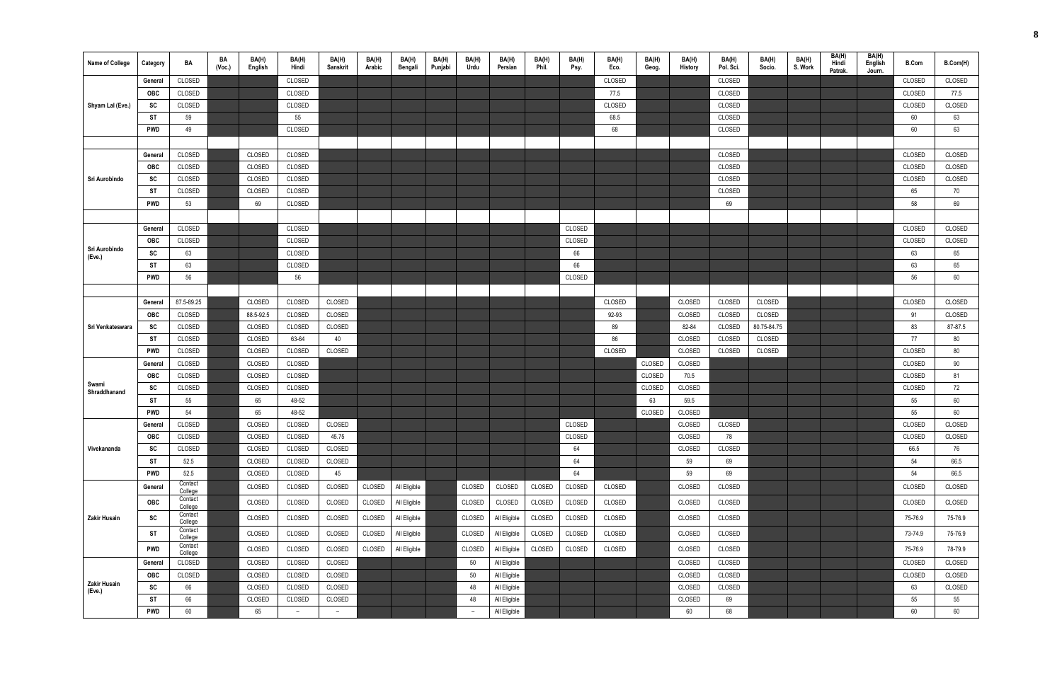| Name of College | Category | BA | BA (Voc.) | BA(H) English | BA(H) Hindi | BA(H) Sanskrit | BA(H) Arabic | BA(H) Bengali | BA(H) Punjabi | BA(H) Urdu | BA(H) Persian | BA(H) Phil. | BA(H) Psy. | BA(H) Eco. | BA(H) Geog. | BA(H) History | BA(H) Pol. Sci. | BA(H) Socio. | BA(H) S. Work | BA(H) Hindi Patrak. | BA(H) English Journ. | B.Com | B.Com(H) |
|---|---|---|---|---|---|---|---|---|---|---|---|---|---|---|---|---|---|---|---|---|---|---|---|
| Shyam Lal (Eve.) | General | CLOSED | | | CLOSED | | | | | | | | | CLOSED | | | CLOSED | | | | | CLOSED | CLOSED |
| | OBC | CLOSED | | | CLOSED | | | | | | | | | 77.5 | | | CLOSED | | | | | CLOSED | 77.5 |
| | SC | CLOSED | | | CLOSED | | | | | | | | | CLOSED | | | CLOSED | | | | | CLOSED | CLOSED |
| | ST | 59 | | | 55 | | | | | | | | | 68.5 | | | CLOSED | | | | | 60 | 63 |
| | PWD | 49 | | | CLOSED | | | | | | | | | 68 | | | CLOSED | | | | | 60 | 63 |
| Sri Aurobindo | General | CLOSED | | CLOSED | CLOSED | | | | | | | | | | | | CLOSED | | | | | CLOSED | CLOSED |
| | OBC | CLOSED | | CLOSED | CLOSED | | | | | | | | | | | | CLOSED | | | | | CLOSED | CLOSED |
| | SC | CLOSED | | CLOSED | CLOSED | | | | | | | | | | | | CLOSED | | | | | CLOSED | CLOSED |
| | ST | CLOSED | | CLOSED | CLOSED | | | | | | | | | | | | CLOSED | | | | | 65 | 70 |
| | PWD | 53 | | 69 | CLOSED | | | | | | | | | | | | 69 | | | | | 58 | 69 |
| Sri Aurobindo (Eve.) | General | CLOSED | | | CLOSED | | | | | | | | CLOSED | | | | | | | | | CLOSED | CLOSED |
| | OBC | CLOSED | | | CLOSED | | | | | | | | CLOSED | | | | | | | | | CLOSED | CLOSED |
| | SC | 63 | | | CLOSED | | | | | | | | 66 | | | | | | | | | 63 | 65 |
| | ST | 63 | | | CLOSED | | | | | | | | 66 | | | | | | | | | 63 | 65 |
| | PWD | 56 | | | 56 | | | | | | | | CLOSED | | | | | | | | | 56 | 60 |
| Sri Venkateswara | General | 87.5-89.25 | | CLOSED | CLOSED | CLOSED | | | | | | | | CLOSED | | CLOSED | CLOSED | CLOSED | | | | CLOSED | CLOSED |
| | OBC | CLOSED | | 88.5-92.5 | CLOSED | CLOSED | | | | | | | | 92-93 | | CLOSED | CLOSED | CLOSED | | | | 91 | CLOSED |
| | SC | CLOSED | | CLOSED | CLOSED | CLOSED | | | | | | | | 89 | | 82-84 | CLOSED | 80.75-84.75 | | | | 83 | 87-87.5 |
| | ST | CLOSED | | CLOSED | 63-64 | 40 | | | | | | | | 86 | | CLOSED | CLOSED | CLOSED | | | | 77 | 80 |
| | PWD | CLOSED | | CLOSED | CLOSED | CLOSED | | | | | | | | CLOSED | | CLOSED | CLOSED | CLOSED | | | | CLOSED | 80 |
| Swami Shraddhanand | General | CLOSED | | CLOSED | CLOSED | | | | | | | | | | CLOSED | CLOSED | | | | | | CLOSED | 90 |
| | OBC | CLOSED | | CLOSED | CLOSED | | | | | | | | | | CLOSED | 70.5 | | | | | | CLOSED | 81 |
| | SC | CLOSED | | CLOSED | CLOSED | | | | | | | | | | CLOSED | CLOSED | | | | | | CLOSED | 72 |
| | ST | 55 | | 65 | 48-52 | | | | | | | | | | 63 | 59.5 | | | | | | 55 | 60 |
| | PWD | 54 | | 65 | 48-52 | | | | | | | | | | CLOSED | CLOSED | | | | | | 55 | 60 |
| Vivekananda | General | CLOSED | | CLOSED | CLOSED | CLOSED | | | | | | | CLOSED | | | CLOSED | CLOSED | | | | | CLOSED | CLOSED |
| | OBC | CLOSED | | CLOSED | CLOSED | 45.75 | | | | | | | CLOSED | | | CLOSED | 78 | | | | | CLOSED | CLOSED |
| | SC | CLOSED | | CLOSED | CLOSED | CLOSED | | | | | | | 64 | | | CLOSED | CLOSED | | | | | 66.5 | 76 |
| | ST | 52.5 | | CLOSED | CLOSED | CLOSED | | | | | | | 64 | | | 59 | 69 | | | | | 54 | 66.5 |
| | PWD | 52.5 | | CLOSED | CLOSED | 45 | | | | | | | 64 | | | 59 | 69 | | | | | 54 | 66.5 |
| Zakir Husain | General | Contact College | | CLOSED | CLOSED | CLOSED | CLOSED | All Eligible | | CLOSED | CLOSED | CLOSED | CLOSED | CLOSED | | CLOSED | CLOSED | | | | | CLOSED | CLOSED |
| | OBC | Contact College | | CLOSED | CLOSED | CLOSED | CLOSED | All Eligible | | CLOSED | CLOSED | CLOSED | CLOSED | CLOSED | | CLOSED | CLOSED | | | | | CLOSED | CLOSED |
| | SC | Contact College | | CLOSED | CLOSED | CLOSED | CLOSED | All Eligible | | CLOSED | All Eligible | CLOSED | CLOSED | CLOSED | | CLOSED | CLOSED | | | | | 75-76.9 | 75-76.9 |
| | ST | Contact College | | CLOSED | CLOSED | CLOSED | CLOSED | All Eligible | | CLOSED | All Eligible | CLOSED | CLOSED | CLOSED | | CLOSED | CLOSED | | | | | 73-74.9 | 75-76.9 |
| | PWD | Contact College | | CLOSED | CLOSED | CLOSED | CLOSED | All Eligible | | CLOSED | All Eligible | CLOSED | CLOSED | CLOSED | | CLOSED | CLOSED | | | | | 75-76.9 | 78-79.9 |
| Zakir Husain (Eve.) | General | CLOSED | | CLOSED | CLOSED | CLOSED | | | | 50 | All Eligible | | | | | CLOSED | CLOSED | | | | | CLOSED | CLOSED |
| | OBC | CLOSED | | CLOSED | CLOSED | CLOSED | | | | 50 | All Eligible | | | | | CLOSED | CLOSED | | | | | CLOSED | CLOSED |
| | SC | 66 | | CLOSED | CLOSED | CLOSED | | | | 48 | All Eligible | | | | | CLOSED | CLOSED | | | | | 63 | CLOSED |
| | ST | 66 | | CLOSED | CLOSED | CLOSED | | | | 48 | All Eligible | | | | | CLOSED | 69 | | | | | 55 | 55 |
| | PWD | 60 | | 65 | – | – | | | | – | All Eligible | | | | | 60 | 68 | | | | | 60 | 60 |